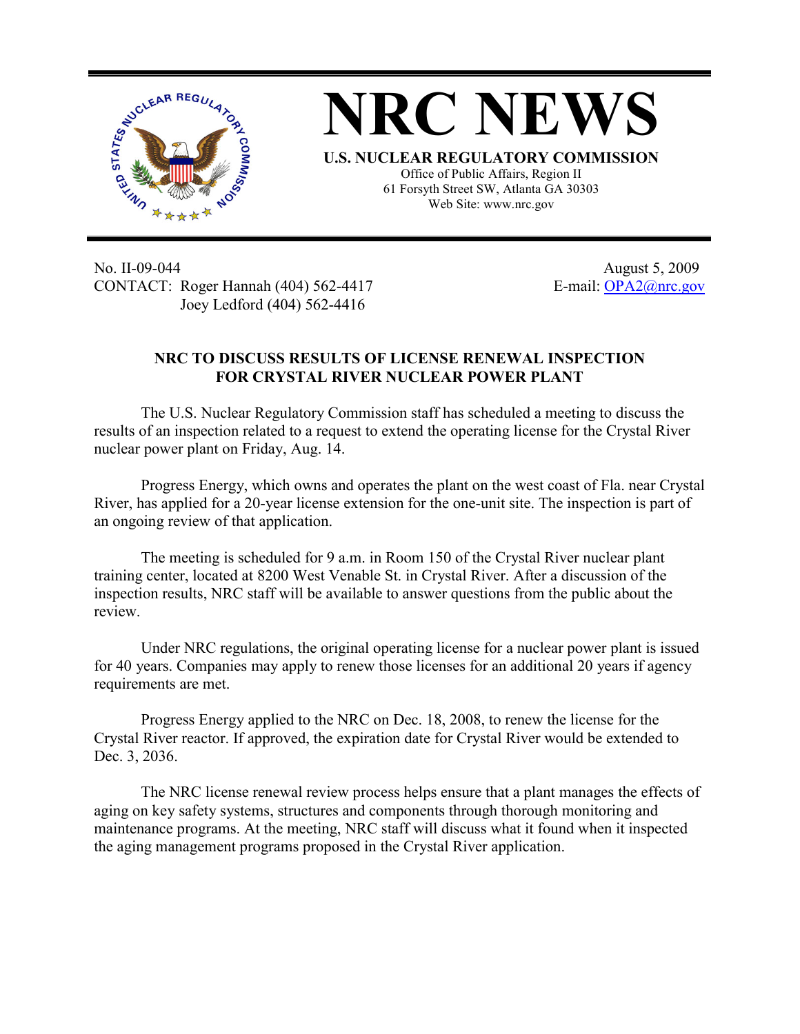# NRC NEWS

**U.S. NUCLEAR REGULATORY COMMISSION**

Office of Public Affairs, Region II
61 Forsyth Street SW, Atlanta GA 30303
Web Site: www.nrc.gov

No. II-09-044
CONTACT: Roger Hannah (404) 562-4417
Joey Ledford (404) 562-4416

August 5, 2009
E-mail: OPA2@nrc.gov

## NRC TO DISCUSS RESULTS OF LICENSE RENEWAL INSPECTION FOR CRYSTAL RIVER NUCLEAR POWER PLANT

The U.S. Nuclear Regulatory Commission staff has scheduled a meeting to discuss the results of an inspection related to a request to extend the operating license for the Crystal River nuclear power plant on Friday, Aug. 14.

Progress Energy, which owns and operates the plant on the west coast of Fla. near Crystal River, has applied for a 20-year license extension for the one-unit site. The inspection is part of an ongoing review of that application.

The meeting is scheduled for 9 a.m. in Room 150 of the Crystal River nuclear plant training center, located at 8200 West Venable St. in Crystal River. After a discussion of the inspection results, NRC staff will be available to answer questions from the public about the review.

Under NRC regulations, the original operating license for a nuclear power plant is issued for 40 years. Companies may apply to renew those licenses for an additional 20 years if agency requirements are met.

Progress Energy applied to the NRC on Dec. 18, 2008, to renew the license for the Crystal River reactor. If approved, the expiration date for Crystal River would be extended to Dec. 3, 2036.

The NRC license renewal review process helps ensure that a plant manages the effects of aging on key safety systems, structures and components through thorough monitoring and maintenance programs. At the meeting, NRC staff will discuss what it found when it inspected the aging management programs proposed in the Crystal River application.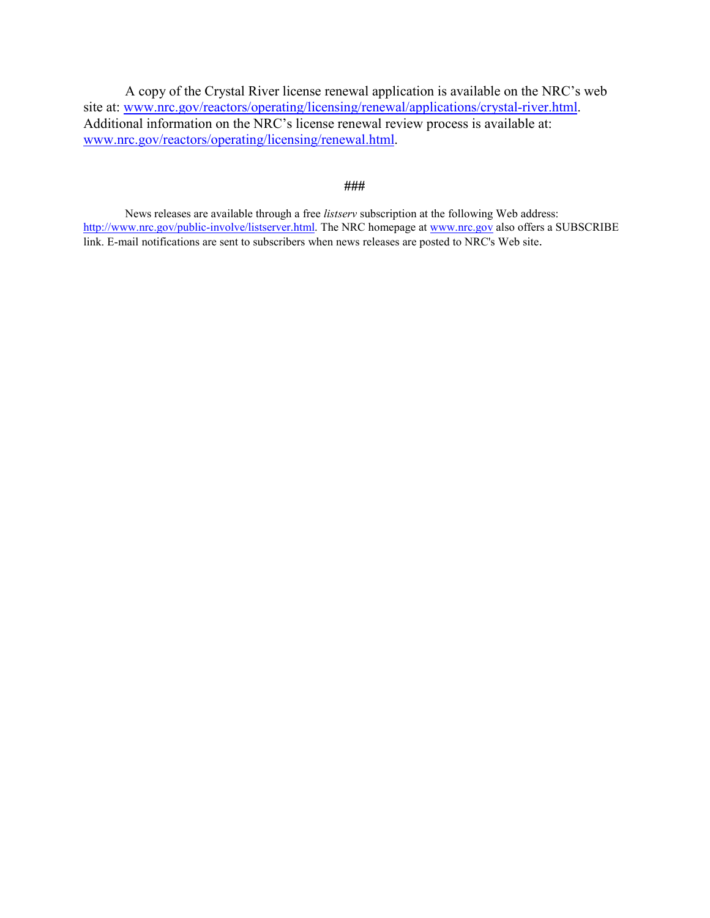A copy of the Crystal River license renewal application is available on the NRC's web site at: [www.nrc.gov/reactors/operating/licensing/renewal/applications/crystal-river.html](http://www.nrc.gov/reactors/operating/licensing/renewal/applications/crystal-river.html). Additional information on the NRC's license renewal review process is available at: [www.nrc.gov/reactors/operating/licensing/renewal.html](http://www.nrc.gov/reactors/operating/licensing/renewal.html).

###

News releases are available through a free *listserv* subscription at the following Web address: [http://www.nrc.gov/public-involve/listserver.html](http://www.nrc.gov/public-involve/listserver.html). The NRC homepage at [www.nrc.gov](http://www.nrc.gov) also offers a SUBSCRIBE link. E-mail notifications are sent to subscribers when news releases are posted to NRC's Web site.